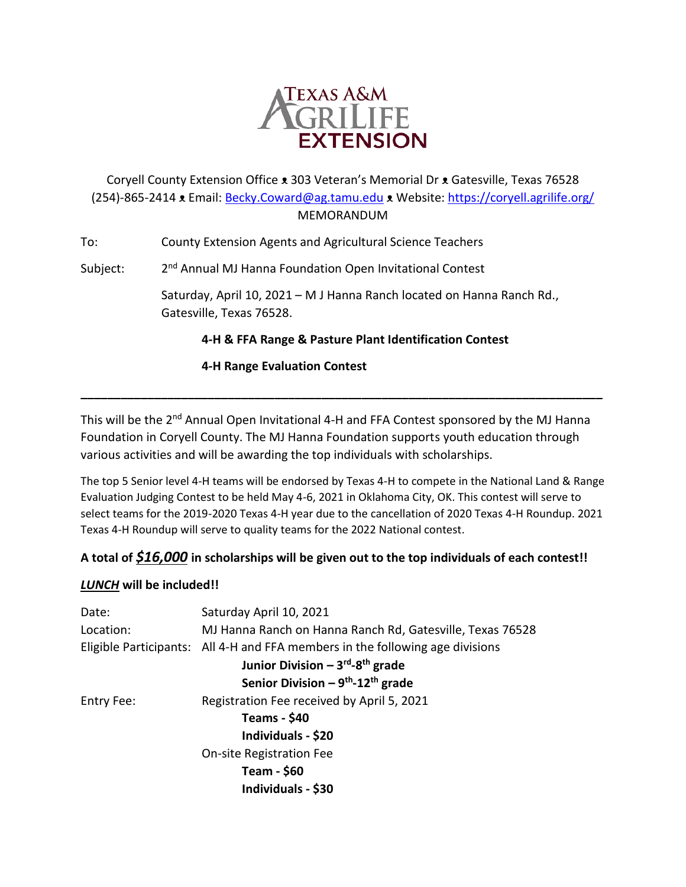Texas A&M AgriLife Extension

Coryell County Extension Office ᴥ 303 Veteran's Memorial Dr ᴥ Gatesville, Texas 76528
(254)-865-2414 ᴥ Email: Becky.Coward@ag.tamu.edu ᴥ Website: https://coryell.agrilife.org/
MEMORANDUM

To: County Extension Agents and Agricultural Science Teachers

Subject: 2nd Annual MJ Hanna Foundation Open Invitational Contest

Saturday, April 10, 2021 – M J Hanna Ranch located on Hanna Ranch Rd., Gatesville, Texas 76528.

**4-H & FFA Range & Pasture Plant Identification Contest**

**4-H Range Evaluation Contest**

---

This will be the 2nd Annual Open Invitational 4-H and FFA Contest sponsored by the MJ Hanna Foundation in Coryell County. The MJ Hanna Foundation supports youth education through various activities and will be awarding the top individuals with scholarships.

The top 5 Senior level 4-H teams will be endorsed by Texas 4-H to compete in the National Land & Range Evaluation Judging Contest to be held May 4-6, 2021 in Oklahoma City, OK. This contest will serve to select teams for the 2019-2020 Texas 4-H year due to the cancellation of 2020 Texas 4-H Roundup. 2021 Texas 4-H Roundup will serve to quality teams for the 2022 National contest.

**A total of *$16,000* in scholarships will be given out to the top individuals of each contest!!**

***LUNCH* will be included!!**

Date: Saturday April 10, 2021

Location: MJ Hanna Ranch on Hanna Ranch Rd, Gatesville, Texas 76528

Eligible Participants: All 4-H and FFA members in the following age divisions

- **Junior Division – 3rd-8th grade**
- **Senior Division – 9th-12th grade**

Entry Fee: Registration Fee received by April 5, 2021

- **Teams - $40**
- **Individuals - $20**

On-site Registration Fee

- **Team - $60**
- **Individuals - $30**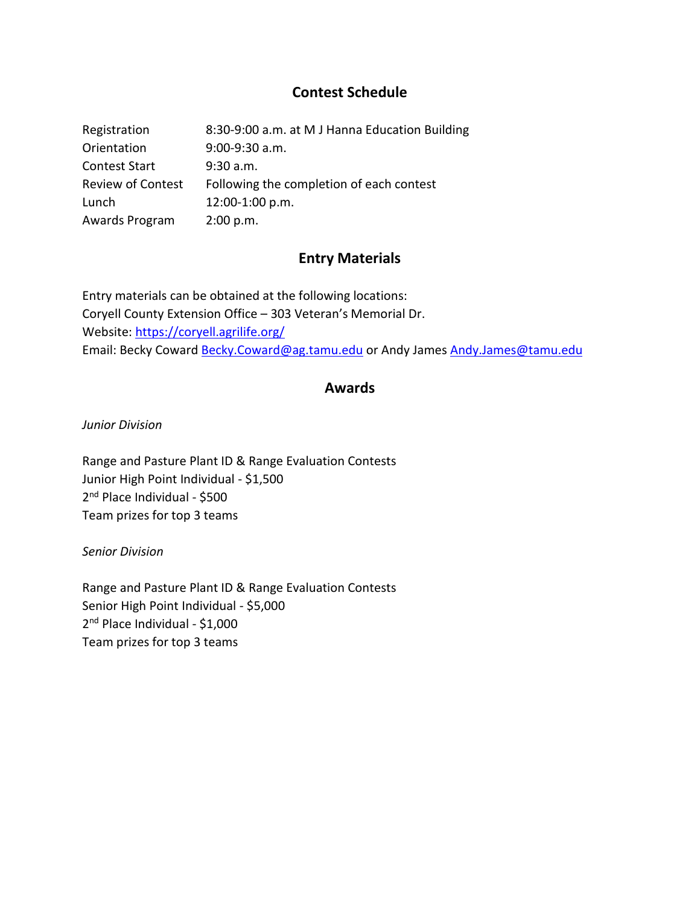## Contest Schedule

| | |
|---|---|
| Registration | 8:30-9:00 a.m. at M J Hanna Education Building |
| Orientation | 9:00-9:30 a.m. |
| Contest Start | 9:30 a.m. |
| Review of Contest | Following the completion of each contest |
| Lunch | 12:00-1:00 p.m. |
| Awards Program | 2:00 p.m. |

## Entry Materials

Entry materials can be obtained at the following locations:
Coryell County Extension Office – 303 Veteran's Memorial Dr.
Website: https://coryell.agrilife.org/
Email: Becky Coward Becky.Coward@ag.tamu.edu or Andy James Andy.James@tamu.edu

## Awards

*Junior Division*

Range and Pasture Plant ID & Range Evaluation Contests
Junior High Point Individual - $1,500
2nd Place Individual - $500
Team prizes for top 3 teams

*Senior Division*

Range and Pasture Plant ID & Range Evaluation Contests
Senior High Point Individual - $5,000
2nd Place Individual - $1,000
Team prizes for top 3 teams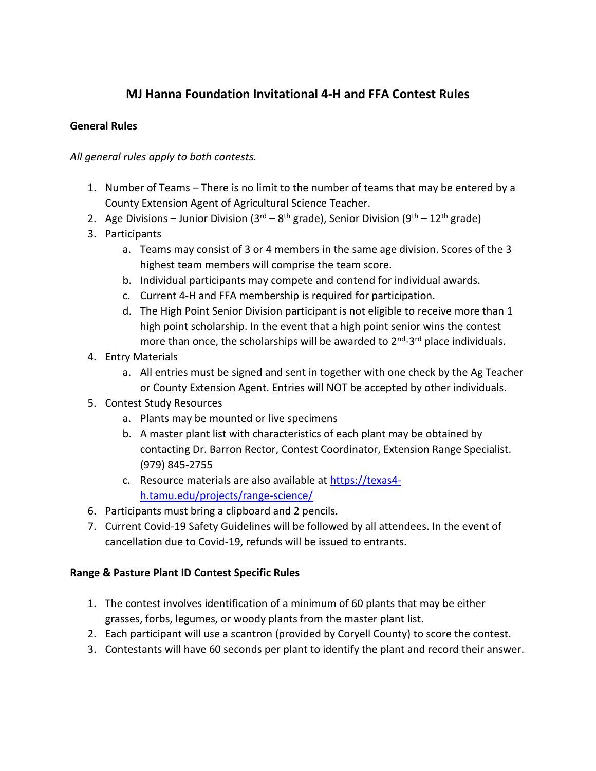# MJ Hanna Foundation Invitational 4-H and FFA Contest Rules

## General Rules

*All general rules apply to both contests.*

1. Number of Teams – There is no limit to the number of teams that may be entered by a County Extension Agent of Agricultural Science Teacher.
2. Age Divisions – Junior Division (3rd – 8th grade), Senior Division (9th – 12th grade)
3. Participants
    a. Teams may consist of 3 or 4 members in the same age division. Scores of the 3 highest team members will comprise the team score.
    b. Individual participants may compete and contend for individual awards.
    c. Current 4-H and FFA membership is required for participation.
    d. The High Point Senior Division participant is not eligible to receive more than 1 high point scholarship. In the event that a high point senior wins the contest more than once, the scholarships will be awarded to 2nd-3rd place individuals.
4. Entry Materials
    a. All entries must be signed and sent in together with one check by the Ag Teacher or County Extension Agent. Entries will NOT be accepted by other individuals.
5. Contest Study Resources
    a. Plants may be mounted or live specimens
    b. A master plant list with characteristics of each plant may be obtained by contacting Dr. Barron Rector, Contest Coordinator, Extension Range Specialist. (979) 845-2755
    c. Resource materials are also available at [https://texas4-h.tamu.edu/projects/range-science/](https://texas4-h.tamu.edu/projects/range-science/)
6. Participants must bring a clipboard and 2 pencils.
7. Current Covid-19 Safety Guidelines will be followed by all attendees. In the event of cancellation due to Covid-19, refunds will be issued to entrants.

## Range & Pasture Plant ID Contest Specific Rules

1. The contest involves identification of a minimum of 60 plants that may be either grasses, forbs, legumes, or woody plants from the master plant list.
2. Each participant will use a scantron (provided by Coryell County) to score the contest.
3. Contestants will have 60 seconds per plant to identify the plant and record their answer.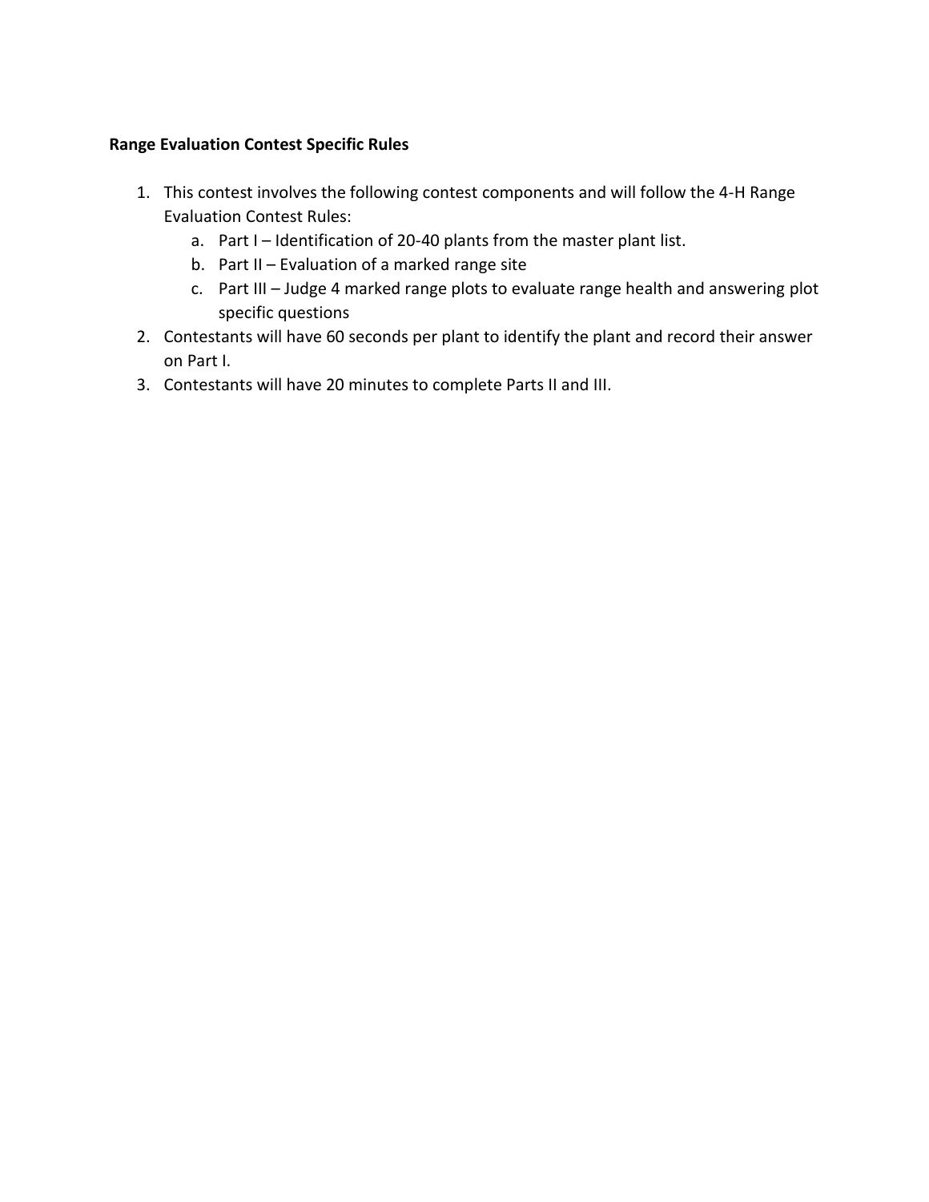**Range Evaluation Contest Specific Rules**

1. This contest involves the following contest components and will follow the 4-H Range Evaluation Contest Rules:
    a. Part I – Identification of 20-40 plants from the master plant list.
    b. Part II – Evaluation of a marked range site
    c. Part III – Judge 4 marked range plots to evaluate range health and answering plot specific questions
2. Contestants will have 60 seconds per plant to identify the plant and record their answer on Part I.
3. Contestants will have 20 minutes to complete Parts II and III.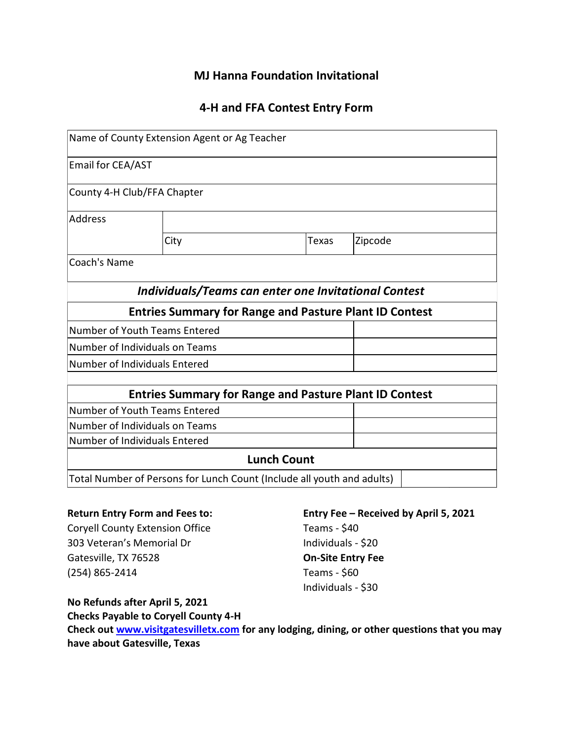## MJ Hanna Foundation Invitational

## 4-H and FFA Contest Entry Form

| | | | |
|---|---|---|---|
| Name of County Extension Agent or Ag Teacher | | | |
| Email for CEA/AST | | | |
| County 4-H Club/FFA Chapter | | | |
| Address | | | |
| | City | Texas | Zipcode |
| Coach's Name | | | |

***Individuals/Teams can enter one Invitational Contest***

| **Entries Summary for Range and Pasture Plant ID Contest** | |
|---|---|
| Number of Youth Teams Entered | |
| Number of Individuals on Teams | |
| Number of Individuals Entered | |

| **Entries Summary for Range and Pasture Plant ID Contest** | |
|---|---|
| Number of Youth Teams Entered | |
| Number of Individuals on Teams | |
| Number of Individuals Entered | |

| **Lunch Count** | |
|---|---|
| Total Number of Persons for Lunch Count (Include all youth and adults) | |

**Return Entry Form and Fees to:**
Coryell County Extension Office
303 Veteran's Memorial Dr
Gatesville, TX 76528
(254) 865-2414

**Entry Fee – Received by April 5, 2021**
Teams - $40
Individuals - $20
**On-Site Entry Fee**
Teams - $60
Individuals - $30

**No Refunds after April 5, 2021**
**Checks Payable to Coryell County 4-H**
**Check out [www.visitgatesvilletx.com](http://www.visitgatesvilletx.com) for any lodging, dining, or other questions that you may have about Gatesville, Texas**